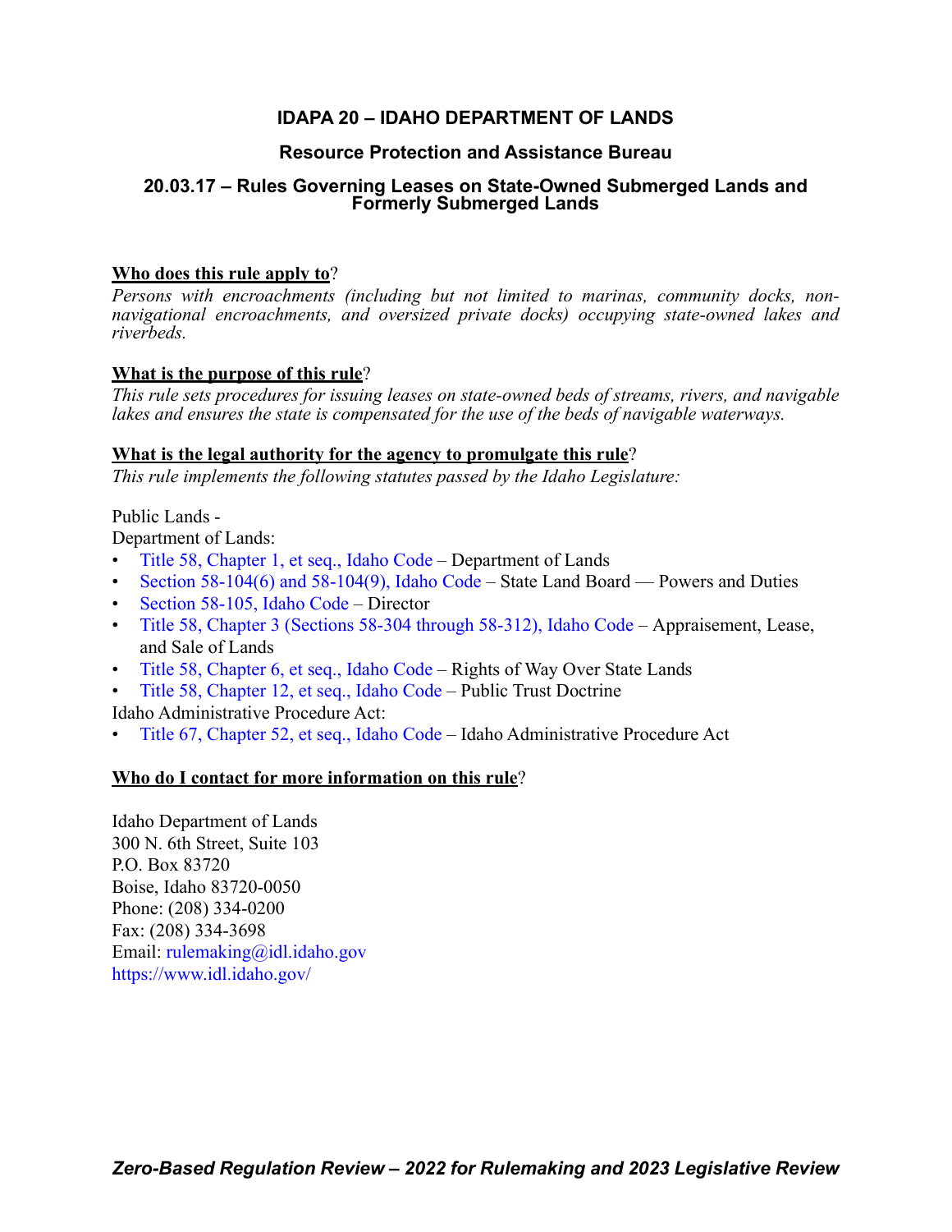# IDAPA 20 – IDAHO DEPARTMENT OF LANDS

## Resource Protection and Assistance Bureau

## 20.03.17 – Rules Governing Leases on State-Owned Submerged Lands and Formerly Submerged Lands

**Who does this rule apply to**?

*Persons with encroachments (including but not limited to marinas, community docks, non-navigational encroachments, and oversized private docks) occupying state-owned lakes and riverbeds.*

**What is the purpose of this rule**?

*This rule sets procedures for issuing leases on state-owned beds of streams, rivers, and navigable lakes and ensures the state is compensated for the use of the beds of navigable waterways.*

**What is the legal authority for the agency to promulgate this rule**?

*This rule implements the following statutes passed by the Idaho Legislature:*

Public Lands -

Department of Lands:

- Title 58, Chapter 1, et seq., Idaho Code – Department of Lands
- Section 58-104(6) and 58-104(9), Idaho Code – State Land Board — Powers and Duties
- Section 58-105, Idaho Code – Director
- Title 58, Chapter 3 (Sections 58-304 through 58-312), Idaho Code – Appraisement, Lease, and Sale of Lands
- Title 58, Chapter 6, et seq., Idaho Code – Rights of Way Over State Lands
- Title 58, Chapter 12, et seq., Idaho Code – Public Trust Doctrine

Idaho Administrative Procedure Act:

- Title 67, Chapter 52, et seq., Idaho Code – Idaho Administrative Procedure Act

**Who do I contact for more information on this rule**?

Idaho Department of Lands
300 N. 6th Street, Suite 103
P.O. Box 83720
Boise, Idaho 83720-0050
Phone: (208) 334-0200
Fax: (208) 334-3698
Email: rulemaking@idl.idaho.gov
https://www.idl.idaho.gov/

***Zero-Based Regulation Review – 2022 for Rulemaking and 2023 Legislative Review***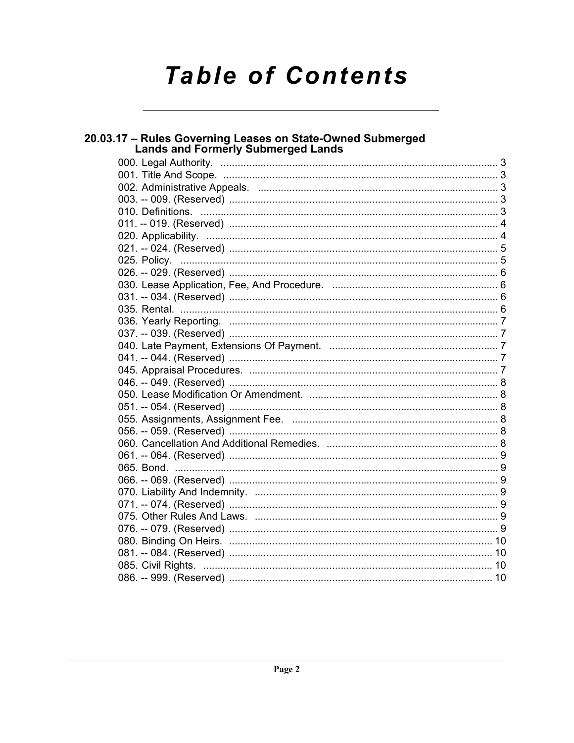# Table of Contents

## 20.03.17 – Rules Governing Leases on State-Owned Submerged Lands and Formerly Submerged Lands

000. Legal Authority. ... 3
001. Title And Scope. ... 3
002. Administrative Appeals. ... 3
003. -- 009. (Reserved) ... 3
010. Definitions. ... 3
011. -- 019. (Reserved) ... 4
020. Applicability. ... 4
021. -- 024. (Reserved) ... 5
025. Policy. ... 5
026. -- 029. (Reserved) ... 6
030. Lease Application, Fee, And Procedure. ... 6
031. -- 034. (Reserved) ... 6
035. Rental. ... 6
036. Yearly Reporting. ... 7
037. -- 039. (Reserved) ... 7
040. Late Payment, Extensions Of Payment. ... 7
041. -- 044. (Reserved) ... 7
045. Appraisal Procedures. ... 7
046. -- 049. (Reserved) ... 8
050. Lease Modification Or Amendment. ... 8
051. -- 054. (Reserved) ... 8
055. Assignments, Assignment Fee. ... 8
056. -- 059. (Reserved) ... 8
060. Cancellation And Additional Remedies. ... 8
061. -- 064. (Reserved) ... 9
065. Bond. ... 9
066. -- 069. (Reserved) ... 9
070. Liability And Indemnity. ... 9
071. -- 074. (Reserved) ... 9
075. Other Rules And Laws. ... 9
076. -- 079. (Reserved) ... 9
080. Binding On Heirs. ... 10
081. -- 084. (Reserved) ... 10
085. Civil Rights. ... 10
086. -- 999. (Reserved) ... 10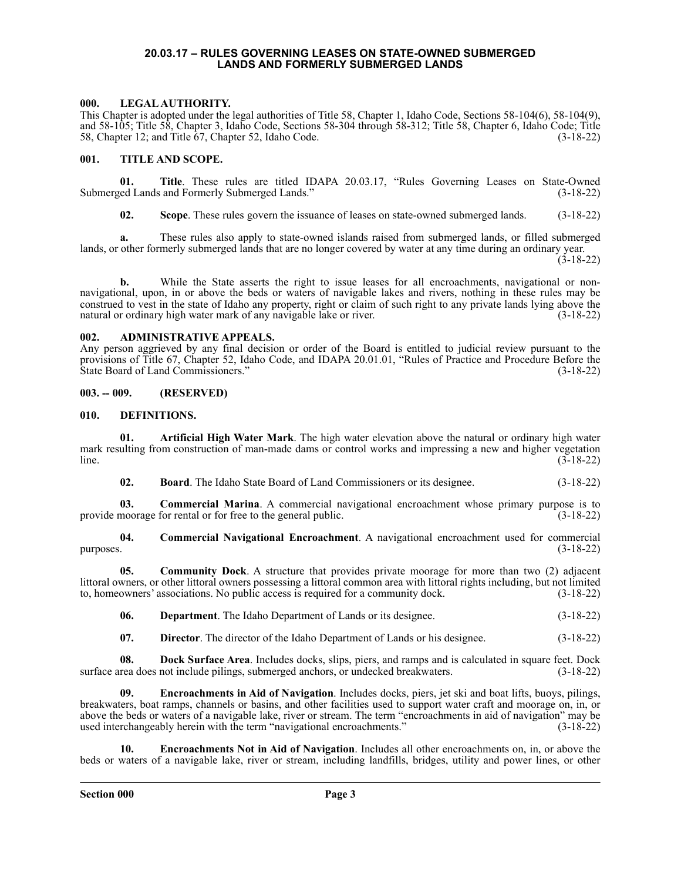## 20.03.17 – RULES GOVERNING LEASES ON STATE-OWNED SUBMERGED LANDS AND FORMERLY SUBMERGED LANDS

### 000. LEGAL AUTHORITY.

This Chapter is adopted under the legal authorities of Title 58, Chapter 1, Idaho Code, Sections 58-104(6), 58-104(9), and 58-105; Title 58, Chapter 3, Idaho Code, Sections 58-304 through 58-312; Title 58, Chapter 6, Idaho Code; Title 58, Chapter 12; and Title 67, Chapter 52, Idaho Code. (3-18-22)

### 001. TITLE AND SCOPE.

**01. Title**. These rules are titled IDAPA 20.03.17, "Rules Governing Leases on State-Owned Submerged Lands and Formerly Submerged Lands." (3-18-22)

**02. Scope**. These rules govern the issuance of leases on state-owned submerged lands. (3-18-22)

**a.** These rules also apply to state-owned islands raised from submerged lands, or filled submerged lands, or other formerly submerged lands that are no longer covered by water at any time during an ordinary year. (3-18-22)

**b.** While the State asserts the right to issue leases for all encroachments, navigational or non-navigational, upon, in or above the beds or waters of navigable lakes and rivers, nothing in these rules may be construed to vest in the state of Idaho any property, right or claim of such right to any private lands lying above the natural or ordinary high water mark of any navigable lake or river. (3-18-22)

### 002. ADMINISTRATIVE APPEALS.

Any person aggrieved by any final decision or order of the Board is entitled to judicial review pursuant to the provisions of Title 67, Chapter 52, Idaho Code, and IDAPA 20.01.01, "Rules of Practice and Procedure Before the State Board of Land Commissioners." (3-18-22)

### 003. -- 009. (RESERVED)

### 010. DEFINITIONS.

**01. Artificial High Water Mark**. The high water elevation above the natural or ordinary high water mark resulting from construction of man-made dams or control works and impressing a new and higher vegetation line. (3-18-22)

**02. Board**. The Idaho State Board of Land Commissioners or its designee. (3-18-22)

**03. Commercial Marina**. A commercial navigational encroachment whose primary purpose is to provide moorage for rental or for free to the general public. (3-18-22)

**04. Commercial Navigational Encroachment**. A navigational encroachment used for commercial purposes. (3-18-22)

**05. Community Dock**. A structure that provides private moorage for more than two (2) adjacent littoral owners, or other littoral owners possessing a littoral common area with littoral rights including, but not limited to, homeowners' associations. No public access is required for a community dock. (3-18-22)

**06. Department**. The Idaho Department of Lands or its designee. (3-18-22)

**07. Director**. The director of the Idaho Department of Lands or his designee. (3-18-22)

**08. Dock Surface Area**. Includes docks, slips, piers, and ramps and is calculated in square feet. Dock surface area does not include pilings, submerged anchors, or undecked breakwaters. (3-18-22)

**09. Encroachments in Aid of Navigation**. Includes docks, piers, jet ski and boat lifts, buoys, pilings, breakwaters, boat ramps, channels or basins, and other facilities used to support water craft and moorage on, in, or above the beds or waters of a navigable lake, river or stream. The term "encroachments in aid of navigation" may be used interchangeably herein with the term "navigational encroachments." (3-18-22)

**10. Encroachments Not in Aid of Navigation**. Includes all other encroachments on, in, or above the beds or waters of a navigable lake, river or stream, including landfills, bridges, utility and power lines, or other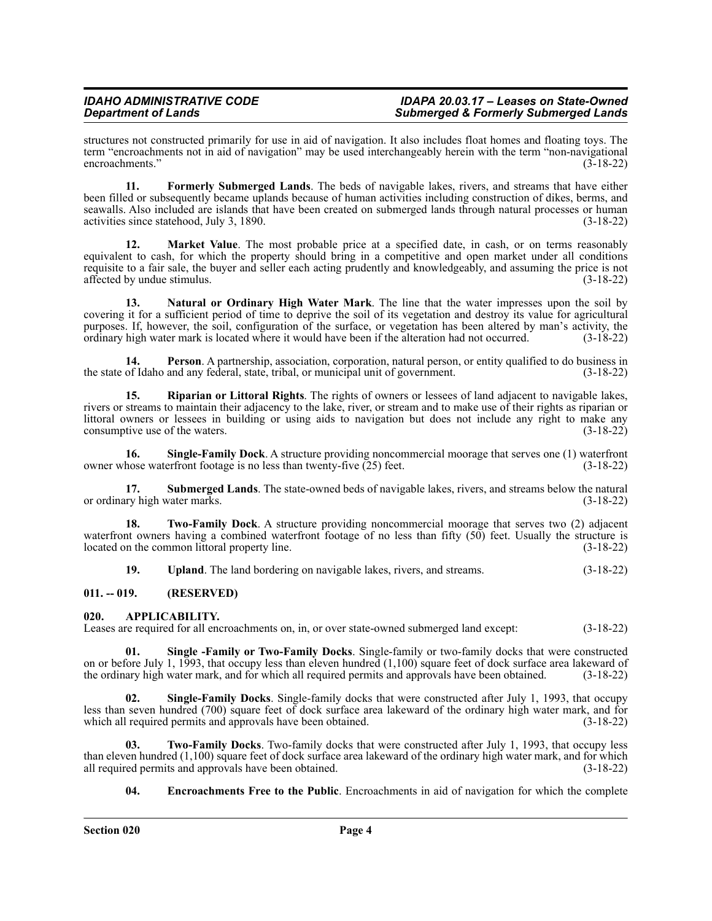structures not constructed primarily for use in aid of navigation. It also includes float homes and floating toys. The term "encroachments not in aid of navigation" may be used interchangeably herein with the term "non-navigational encroachments." (3-18-22)

**11. Formerly Submerged Lands**. The beds of navigable lakes, rivers, and streams that have either been filled or subsequently became uplands because of human activities including construction of dikes, berms, and seawalls. Also included are islands that have been created on submerged lands through natural processes or human activities since statehood, July 3, 1890. (3-18-22)

**12. Market Value**. The most probable price at a specified date, in cash, or on terms reasonably equivalent to cash, for which the property should bring in a competitive and open market under all conditions requisite to a fair sale, the buyer and seller each acting prudently and knowledgeably, and assuming the price is not affected by undue stimulus. (3-18-22)

**13. Natural or Ordinary High Water Mark**. The line that the water impresses upon the soil by covering it for a sufficient period of time to deprive the soil of its vegetation and destroy its value for agricultural purposes. If, however, the soil, configuration of the surface, or vegetation has been altered by man's activity, the ordinary high water mark is located where it would have been if the alteration had not occurred. (3-18-22)

**14. Person**. A partnership, association, corporation, natural person, or entity qualified to do business in the state of Idaho and any federal, state, tribal, or municipal unit of government. (3-18-22)

**15. Riparian or Littoral Rights**. The rights of owners or lessees of land adjacent to navigable lakes, rivers or streams to maintain their adjacency to the lake, river, or stream and to make use of their rights as riparian or littoral owners or lessees in building or using aids to navigation but does not include any right to make any consumptive use of the waters. (3-18-22)

**16. Single-Family Dock**. A structure providing noncommercial moorage that serves one (1) waterfront owner whose waterfront footage is no less than twenty-five (25) feet. (3-18-22)

**17. Submerged Lands**. The state-owned beds of navigable lakes, rivers, and streams below the natural or ordinary high water marks. (3-18-22)

**18. Two-Family Dock**. A structure providing noncommercial moorage that serves two (2) adjacent waterfront owners having a combined waterfront footage of no less than fifty (50) feet. Usually the structure is located on the common littoral property line. (3-18-22)

**19. Upland**. The land bordering on navigable lakes, rivers, and streams. (3-18-22)

## 011. -- 019. (RESERVED)

## 020. APPLICABILITY.

Leases are required for all encroachments on, in, or over state-owned submerged land except: (3-18-22)

**01. Single -Family or Two-Family Docks**. Single-family or two-family docks that were constructed on or before July 1, 1993, that occupy less than eleven hundred (1,100) square feet of dock surface area lakeward of the ordinary high water mark, and for which all required permits and approvals have been obtained. (3-18-22)

**02. Single-Family Docks**. Single-family docks that were constructed after July 1, 1993, that occupy less than seven hundred (700) square feet of dock surface area lakeward of the ordinary high water mark, and for which all required permits and approvals have been obtained. (3-18-22)

**03. Two-Family Docks**. Two-family docks that were constructed after July 1, 1993, that occupy less than eleven hundred (1,100) square feet of dock surface area lakeward of the ordinary high water mark, and for which all required permits and approvals have been obtained. (3-18-22)

**04. Encroachments Free to the Public**. Encroachments in aid of navigation for which the complete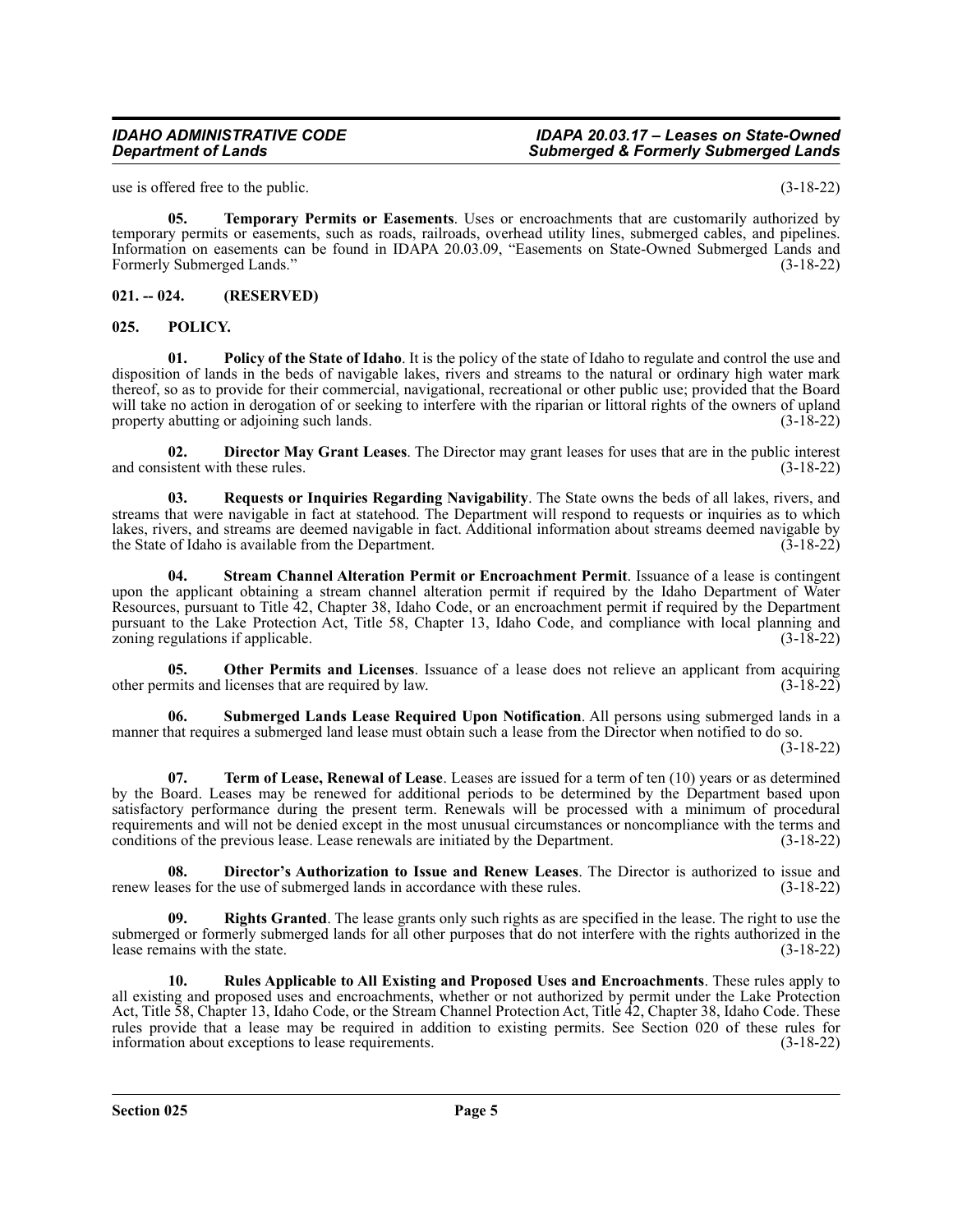use is offered free to the public. (3-18-22)

**05. Temporary Permits or Easements**. Uses or encroachments that are customarily authorized by temporary permits or easements, such as roads, railroads, overhead utility lines, submerged cables, and pipelines. Information on easements can be found in IDAPA 20.03.09, "Easements on State-Owned Submerged Lands and Formerly Submerged Lands." (3-18-22)

## 021. -- 024. (RESERVED)

## 025. POLICY.

**01. Policy of the State of Idaho**. It is the policy of the state of Idaho to regulate and control the use and disposition of lands in the beds of navigable lakes, rivers and streams to the natural or ordinary high water mark thereof, so as to provide for their commercial, navigational, recreational or other public use; provided that the Board will take no action in derogation of or seeking to interfere with the riparian or littoral rights of the owners of upland property abutting or adjoining such lands. (3-18-22)

**02. Director May Grant Leases**. The Director may grant leases for uses that are in the public interest and consistent with these rules. (3-18-22)

**03. Requests or Inquiries Regarding Navigability**. The State owns the beds of all lakes, rivers, and streams that were navigable in fact at statehood. The Department will respond to requests or inquiries as to which lakes, rivers, and streams are deemed navigable in fact. Additional information about streams deemed navigable by the State of Idaho is available from the Department. (3-18-22)

**04. Stream Channel Alteration Permit or Encroachment Permit**. Issuance of a lease is contingent upon the applicant obtaining a stream channel alteration permit if required by the Idaho Department of Water Resources, pursuant to Title 42, Chapter 38, Idaho Code, or an encroachment permit if required by the Department pursuant to the Lake Protection Act, Title 58, Chapter 13, Idaho Code, and compliance with local planning and zoning regulations if applicable. (3-18-22)

**05. Other Permits and Licenses**. Issuance of a lease does not relieve an applicant from acquiring other permits and licenses that are required by law. (3-18-22)

**06. Submerged Lands Lease Required Upon Notification**. All persons using submerged lands in a manner that requires a submerged land lease must obtain such a lease from the Director when notified to do so. (3-18-22)

**07. Term of Lease, Renewal of Lease**. Leases are issued for a term of ten (10) years or as determined by the Board. Leases may be renewed for additional periods to be determined by the Department based upon satisfactory performance during the present term. Renewals will be processed with a minimum of procedural requirements and will not be denied except in the most unusual circumstances or noncompliance with the terms and conditions of the previous lease. Lease renewals are initiated by the Department. (3-18-22)

**08. Director's Authorization to Issue and Renew Leases**. The Director is authorized to issue and renew leases for the use of submerged lands in accordance with these rules. (3-18-22)

**09. Rights Granted**. The lease grants only such rights as are specified in the lease. The right to use the submerged or formerly submerged lands for all other purposes that do not interfere with the rights authorized in the lease remains with the state. (3-18-22)

**10. Rules Applicable to All Existing and Proposed Uses and Encroachments**. These rules apply to all existing and proposed uses and encroachments, whether or not authorized by permit under the Lake Protection Act, Title 58, Chapter 13, Idaho Code, or the Stream Channel Protection Act, Title 42, Chapter 38, Idaho Code. These rules provide that a lease may be required in addition to existing permits. See Section 020 of these rules for information about exceptions to lease requirements. (3-18-22)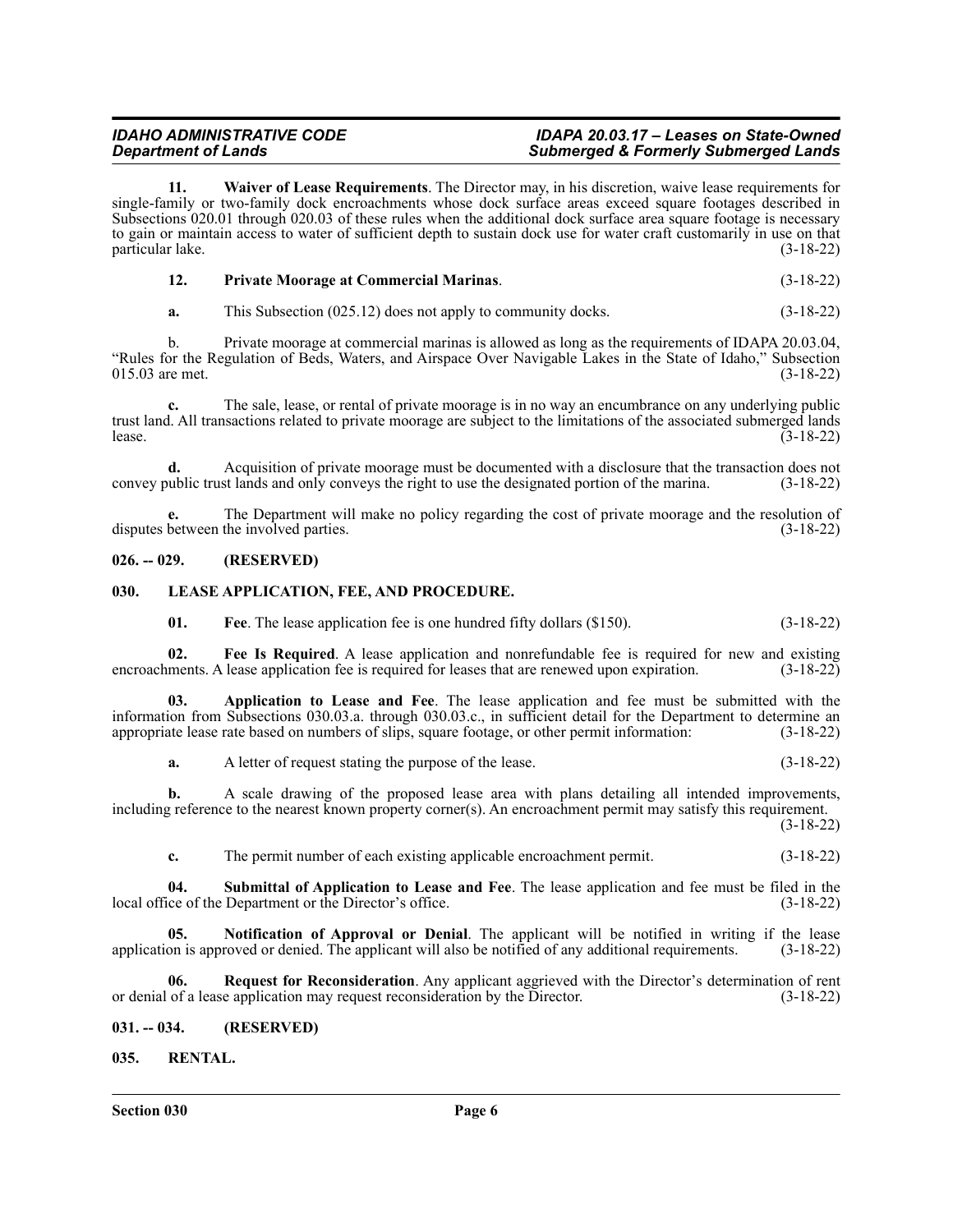**11. Waiver of Lease Requirements**. The Director may, in his discretion, waive lease requirements for single-family or two-family dock encroachments whose dock surface areas exceed square footages described in Subsections 020.01 through 020.03 of these rules when the additional dock surface area square footage is necessary to gain or maintain access to water of sufficient depth to sustain dock use for water craft customarily in use on that particular lake. (3-18-22)

**12. Private Moorage at Commercial Marinas**. (3-18-22)

**a.** This Subsection (025.12) does not apply to community docks. (3-18-22)

b. Private moorage at commercial marinas is allowed as long as the requirements of IDAPA 20.03.04, "Rules for the Regulation of Beds, Waters, and Airspace Over Navigable Lakes in the State of Idaho," Subsection 015.03 are met. (3-18-22)

**c.** The sale, lease, or rental of private moorage is in no way an encumbrance on any underlying public trust land. All transactions related to private moorage are subject to the limitations of the associated submerged lands lease. (3-18-22)

**d.** Acquisition of private moorage must be documented with a disclosure that the transaction does not convey public trust lands and only conveys the right to use the designated portion of the marina. (3-18-22)

**e.** The Department will make no policy regarding the cost of private moorage and the resolution of disputes between the involved parties. (3-18-22)

## 026. -- 029. (RESERVED)

## 030. LEASE APPLICATION, FEE, AND PROCEDURE.

**01. Fee**. The lease application fee is one hundred fifty dollars ($150). (3-18-22)

**02. Fee Is Required**. A lease application and nonrefundable fee is required for new and existing encroachments. A lease application fee is required for leases that are renewed upon expiration. (3-18-22)

**03. Application to Lease and Fee**. The lease application and fee must be submitted with the information from Subsections 030.03.a. through 030.03.c., in sufficient detail for the Department to determine an appropriate lease rate based on numbers of slips, square footage, or other permit information: (3-18-22)

**a.** A letter of request stating the purpose of the lease. (3-18-22)

**b.** A scale drawing of the proposed lease area with plans detailing all intended improvements, including reference to the nearest known property corner(s). An encroachment permit may satisfy this requirement. (3-18-22)

**c.** The permit number of each existing applicable encroachment permit. (3-18-22)

**04. Submittal of Application to Lease and Fee**. The lease application and fee must be filed in the local office of the Department or the Director's office. (3-18-22)

**05. Notification of Approval or Denial**. The applicant will be notified in writing if the lease application is approved or denied. The applicant will also be notified of any additional requirements. (3-18-22)

**06. Request for Reconsideration**. Any applicant aggrieved with the Director's determination of rent or denial of a lease application may request reconsideration by the Director. (3-18-22)

## 031. -- 034. (RESERVED)

## 035. RENTAL.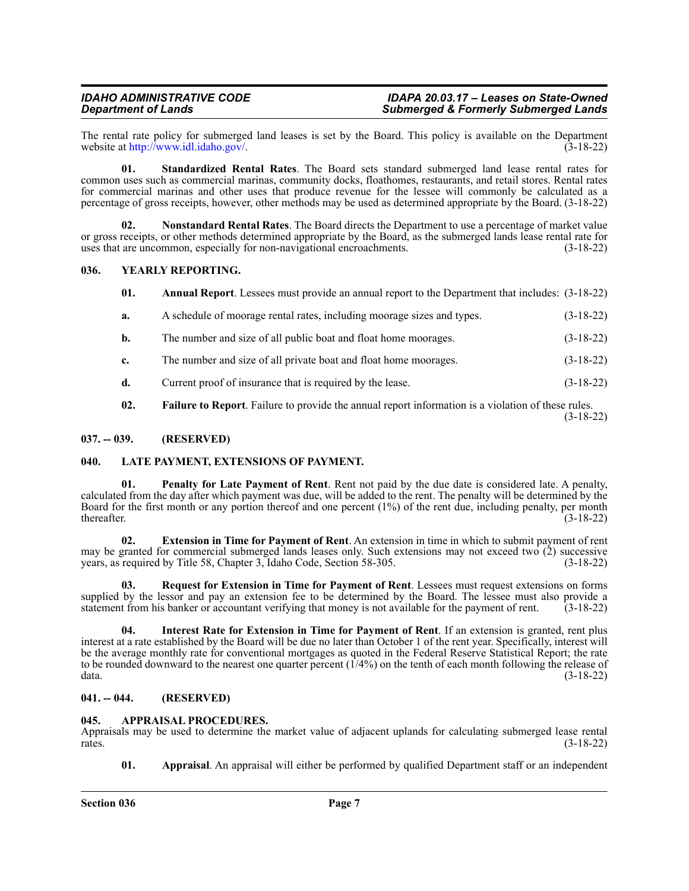The rental rate policy for submerged land leases is set by the Board. This policy is available on the Department website at http://www.idl.idaho.gov/. (3-18-22)

**01. Standardized Rental Rates**. The Board sets standard submerged land lease rental rates for common uses such as commercial marinas, community docks, floathomes, restaurants, and retail stores. Rental rates for commercial marinas and other uses that produce revenue for the lessee will commonly be calculated as a percentage of gross receipts, however, other methods may be used as determined appropriate by the Board. (3-18-22)

**02. Nonstandard Rental Rates**. The Board directs the Department to use a percentage of market value or gross receipts, or other methods determined appropriate by the Board, as the submerged lands lease rental rate for uses that are uncommon, especially for non-navigational encroachments. (3-18-22)

## 036. YEARLY REPORTING.

**01. Annual Report**. Lessees must provide an annual report to the Department that includes: (3-18-22)

**a.** A schedule of moorage rental rates, including moorage sizes and types. (3-18-22)

**b.** The number and size of all public boat and float home moorages. (3-18-22)

**c.** The number and size of all private boat and float home moorages. (3-18-22)

**d.** Current proof of insurance that is required by the lease. (3-18-22)

**02. Failure to Report**. Failure to provide the annual report information is a violation of these rules. (3-18-22)

## 037. -- 039. (RESERVED)

## 040. LATE PAYMENT, EXTENSIONS OF PAYMENT.

**01. Penalty for Late Payment of Rent**. Rent not paid by the due date is considered late. A penalty, calculated from the day after which payment was due, will be added to the rent. The penalty will be determined by the Board for the first month or any portion thereof and one percent (1%) of the rent due, including penalty, per month thereafter. (3-18-22)

**02. Extension in Time for Payment of Rent**. An extension in time in which to submit payment of rent may be granted for commercial submerged lands leases only. Such extensions may not exceed two (2) successive years, as required by Title 58, Chapter 3, Idaho Code, Section 58-305. (3-18-22)

**03. Request for Extension in Time for Payment of Rent**. Lessees must request extensions on forms supplied by the lessor and pay an extension fee to be determined by the Board. The lessee must also provide a statement from his banker or accountant verifying that money is not available for the payment of rent. (3-18-22)

**04. Interest Rate for Extension in Time for Payment of Rent**. If an extension is granted, rent plus interest at a rate established by the Board will be due no later than October 1 of the rent year. Specifically, interest will be the average monthly rate for conventional mortgages as quoted in the Federal Reserve Statistical Report; the rate to be rounded downward to the nearest one quarter percent (1/4%) on the tenth of each month following the release of data. (3-18-22)

## 041. -- 044. (RESERVED)

## 045. APPRAISAL PROCEDURES.

Appraisals may be used to determine the market value of adjacent uplands for calculating submerged lease rental rates. (3-18-22)

**01. Appraisal**. An appraisal will either be performed by qualified Department staff or an independent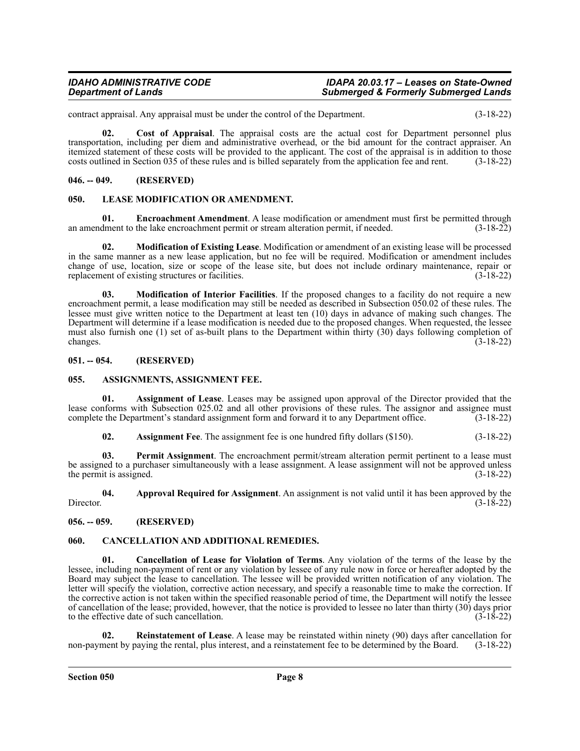contract appraisal. Any appraisal must be under the control of the Department. (3-18-22)

**02. Cost of Appraisal**. The appraisal costs are the actual cost for Department personnel plus transportation, including per diem and administrative overhead, or the bid amount for the contract appraiser. An itemized statement of these costs will be provided to the applicant. The cost of the appraisal is in addition to those costs outlined in Section 035 of these rules and is billed separately from the application fee and rent. (3-18-22)

### 046. -- 049. (RESERVED)

### 050. LEASE MODIFICATION OR AMENDMENT.

**01. Encroachment Amendment**. A lease modification or amendment must first be permitted through an amendment to the lake encroachment permit or stream alteration permit, if needed. (3-18-22)

**02. Modification of Existing Lease**. Modification or amendment of an existing lease will be processed in the same manner as a new lease application, but no fee will be required. Modification or amendment includes change of use, location, size or scope of the lease site, but does not include ordinary maintenance, repair or replacement of existing structures or facilities. (3-18-22)

**03. Modification of Interior Facilities**. If the proposed changes to a facility do not require a new encroachment permit, a lease modification may still be needed as described in Subsection 050.02 of these rules. The lessee must give written notice to the Department at least ten (10) days in advance of making such changes. The Department will determine if a lease modification is needed due to the proposed changes. When requested, the lessee must also furnish one (1) set of as-built plans to the Department within thirty (30) days following completion of changes. (3-18-22)

### 051. -- 054. (RESERVED)

### 055. ASSIGNMENTS, ASSIGNMENT FEE.

**01. Assignment of Lease**. Leases may be assigned upon approval of the Director provided that the lease conforms with Subsection 025.02 and all other provisions of these rules. The assignor and assignee must complete the Department's standard assignment form and forward it to any Department office. (3-18-22)

**02. Assignment Fee**. The assignment fee is one hundred fifty dollars ($150). (3-18-22)

**03. Permit Assignment**. The encroachment permit/stream alteration permit pertinent to a lease must be assigned to a purchaser simultaneously with a lease assignment. A lease assignment will not be approved unless the permit is assigned. (3-18-22)

**04. Approval Required for Assignment**. An assignment is not valid until it has been approved by the Director. (3-18-22)

### 056. -- 059. (RESERVED)

### 060. CANCELLATION AND ADDITIONAL REMEDIES.

**01. Cancellation of Lease for Violation of Terms**. Any violation of the terms of the lease by the lessee, including non-payment of rent or any violation by lessee of any rule now in force or hereafter adopted by the Board may subject the lease to cancellation. The lessee will be provided written notification of any violation. The letter will specify the violation, corrective action necessary, and specify a reasonable time to make the correction. If the corrective action is not taken within the specified reasonable period of time, the Department will notify the lessee of cancellation of the lease; provided, however, that the notice is provided to lessee no later than thirty (30) days prior to the effective date of such cancellation. (3-18-22)

**02. Reinstatement of Lease**. A lease may be reinstated within ninety (90) days after cancellation for non-payment by paying the rental, plus interest, and a reinstatement fee to be determined by the Board. (3-18-22)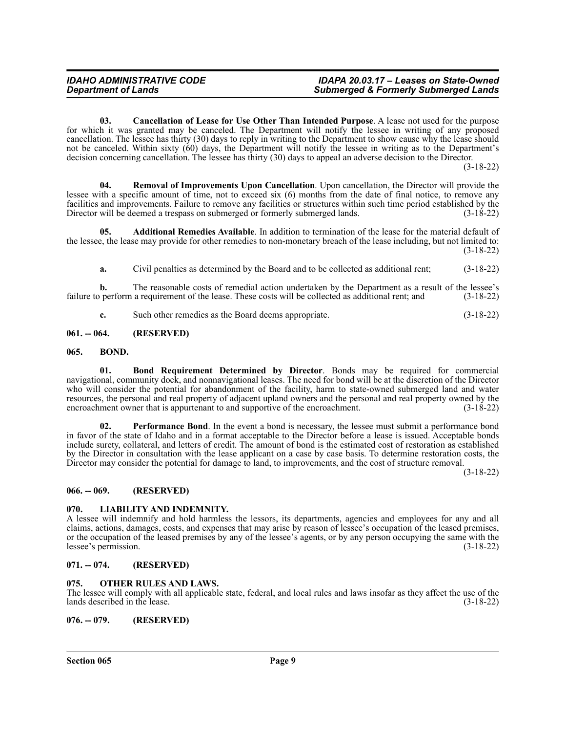**03. Cancellation of Lease for Use Other Than Intended Purpose**. A lease not used for the purpose for which it was granted may be canceled. The Department will notify the lessee in writing of any proposed cancellation. The lessee has thirty (30) days to reply in writing to the Department to show cause why the lease should not be canceled. Within sixty (60) days, the Department will notify the lessee in writing as to the Department's decision concerning cancellation. The lessee has thirty (30) days to appeal an adverse decision to the Director. (3-18-22)

**04. Removal of Improvements Upon Cancellation**. Upon cancellation, the Director will provide the lessee with a specific amount of time, not to exceed six (6) months from the date of final notice, to remove any facilities and improvements. Failure to remove any facilities or structures within such time period established by the Director will be deemed a trespass on submerged or formerly submerged lands. (3-18-22)

**05. Additional Remedies Available**. In addition to termination of the lease for the material default of the lessee, the lease may provide for other remedies to non-monetary breach of the lease including, but not limited to: (3-18-22)

**a.** Civil penalties as determined by the Board and to be collected as additional rent; (3-18-22)

**b.** The reasonable costs of remedial action undertaken by the Department as a result of the lessee's failure to perform a requirement of the lease. These costs will be collected as additional rent; and (3-18-22)

**c.** Such other remedies as the Board deems appropriate. (3-18-22)

## 061. -- 064. (RESERVED)

## 065. BOND.

**01. Bond Requirement Determined by Director**. Bonds may be required for commercial navigational, community dock, and nonnavigational leases. The need for bond will be at the discretion of the Director who will consider the potential for abandonment of the facility, harm to state-owned submerged land and water resources, the personal and real property of adjacent upland owners and the personal and real property owned by the encroachment owner that is appurtenant to and supportive of the encroachment. (3-18-22)

**02. Performance Bond**. In the event a bond is necessary, the lessee must submit a performance bond in favor of the state of Idaho and in a format acceptable to the Director before a lease is issued. Acceptable bonds include surety, collateral, and letters of credit. The amount of bond is the estimated cost of restoration as established by the Director in consultation with the lease applicant on a case by case basis. To determine restoration costs, the Director may consider the potential for damage to land, to improvements, and the cost of structure removal. (3-18-22)

## 066. -- 069. (RESERVED)

## 070. LIABILITY AND INDEMNITY.

A lessee will indemnify and hold harmless the lessors, its departments, agencies and employees for any and all claims, actions, damages, costs, and expenses that may arise by reason of lessee's occupation of the leased premises, or the occupation of the leased premises by any of the lessee's agents, or by any person occupying the same with the lessee's permission. (3-18-22)

## 071. -- 074. (RESERVED)

## 075. OTHER RULES AND LAWS.

The lessee will comply with all applicable state, federal, and local rules and laws insofar as they affect the use of the lands described in the lease. (3-18-22)

## 076. -- 079. (RESERVED)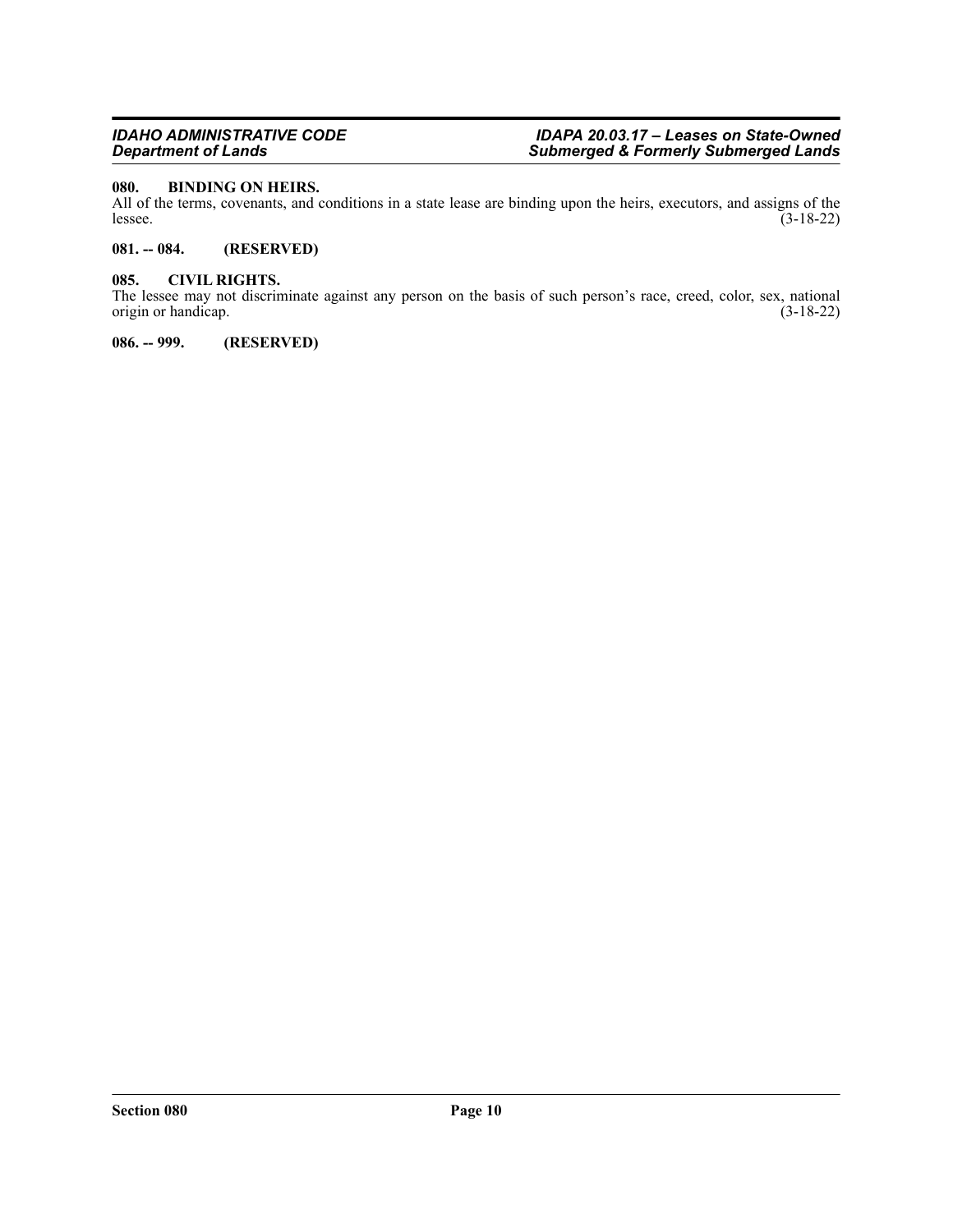**080. BINDING ON HEIRS.**

All of the terms, covenants, and conditions in a state lease are binding upon the heirs, executors, and assigns of the lessee. (3-18-22)

**081. -- 084. (RESERVED)**

**085. CIVIL RIGHTS.**

The lessee may not discriminate against any person on the basis of such person's race, creed, color, sex, national origin or handicap. (3-18-22)

**086. -- 999. (RESERVED)**